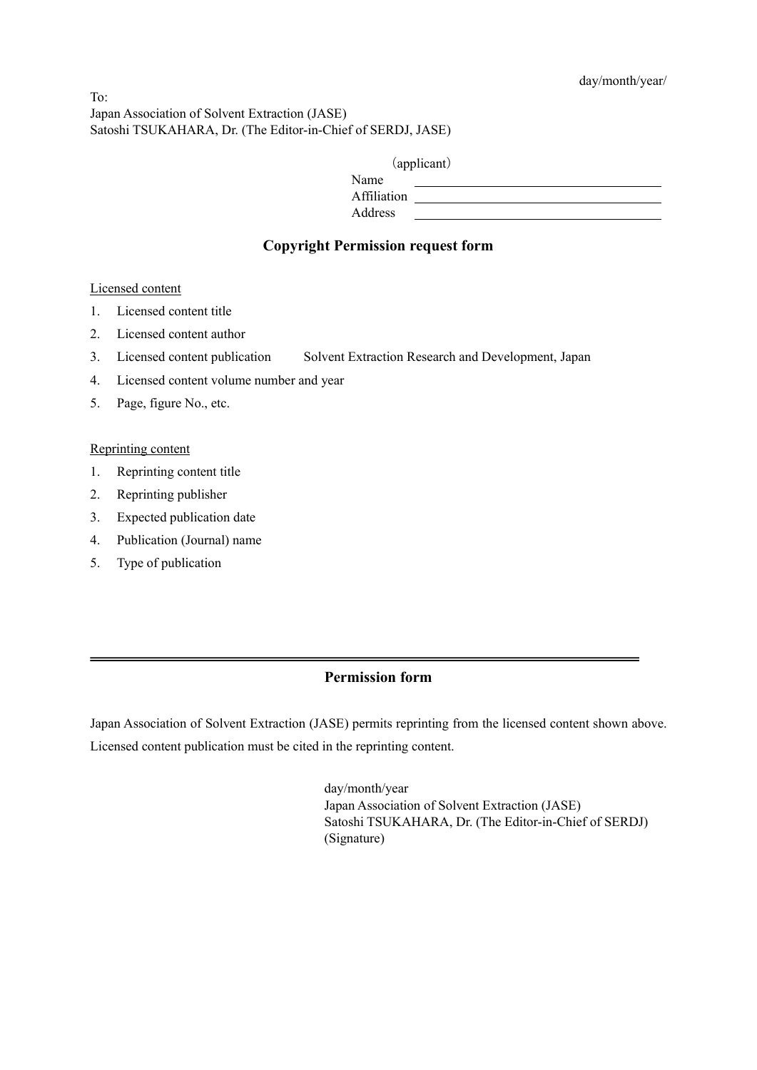day/month/year/

To:
Japan Association of Solvent Extraction (JASE)
Satoshi TSUKAHARA, Dr. (The Editor-in-Chief of SERDJ, JASE)

（applicant）
Name ______________________
Affiliation ______________________
Address ______________________

## Copyright Permission request form

Licensed content

1. Licensed content title
2. Licensed content author
3. Licensed content publication Solvent Extraction Research and Development, Japan
4. Licensed content volume number and year
5. Page, figure No., etc.

Reprinting content

1. Reprinting content title
2. Reprinting publisher
3. Expected publication date
4. Publication (Journal) name
5. Type of publication

---

## Permission form

Japan Association of Solvent Extraction (JASE) permits reprinting from the licensed content shown above. Licensed content publication must be cited in the reprinting content.

day/month/year
Japan Association of Solvent Extraction (JASE)
Satoshi TSUKAHARA, Dr. (The Editor-in-Chief of SERDJ)
(Signature)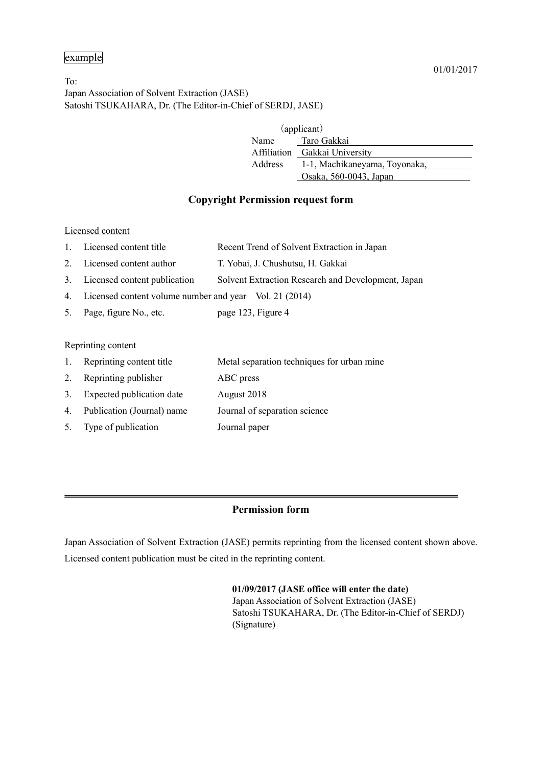example

01/01/2017

To:
Japan Association of Solvent Extraction (JASE)
Satoshi TSUKAHARA, Dr. (The Editor-in-Chief of SERDJ, JASE)

（applicant）

| | |
|---|---|
| Name | Taro Gakkai |
| Affiliation | Gakkai University |
| Address | 1-1, Machikaneyama, Toyonaka, Osaka, 560-0043, Japan |

## Copyright Permission request form

Licensed content

1. Licensed content title — Recent Trend of Solvent Extraction in Japan
2. Licensed content author — T. Yobai, J. Chushutsu, H. Gakkai
3. Licensed content publication — Solvent Extraction Research and Development, Japan
4. Licensed content volume number and year — Vol. 21 (2014)
5. Page, figure No., etc. — page 123, Figure 4

Reprinting content

1. Reprinting content title — Metal separation techniques for urban mine
2. Reprinting publisher — ABC press
3. Expected publication date — August 2018
4. Publication (Journal) name — Journal of separation science
5. Type of publication — Journal paper

---

## Permission form

Japan Association of Solvent Extraction (JASE) permits reprinting from the licensed content shown above. Licensed content publication must be cited in the reprinting content.

**01/09/2017 (JASE office will enter the date)**
Japan Association of Solvent Extraction (JASE)
Satoshi TSUKAHARA, Dr. (The Editor-in-Chief of SERDJ)
(Signature)